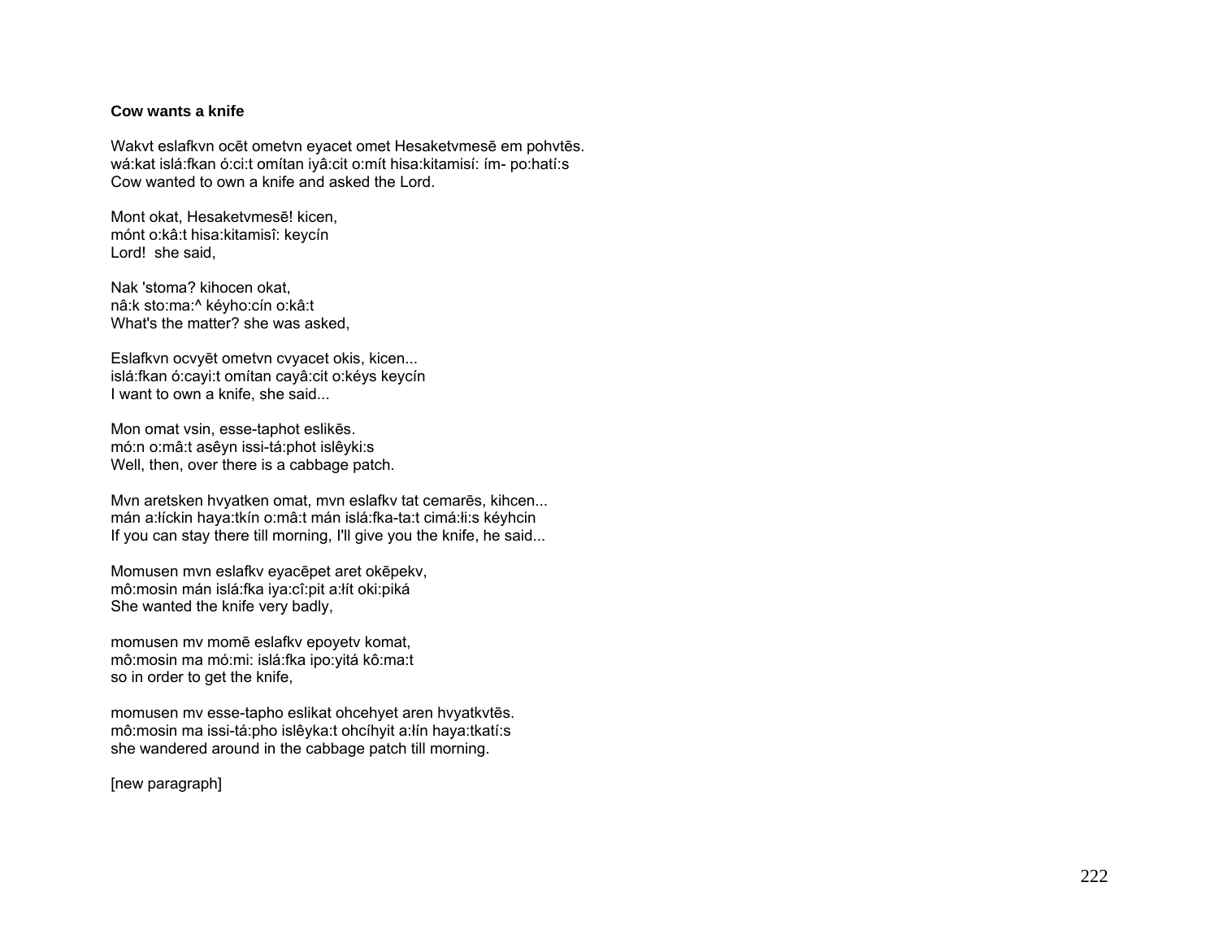**Cow wants a knife**

Wakvt eslafkvn ocēt ometvn eyacet omet Hesaketvmesē em pohvtēs.
wá:kat islá:fkan ó:ci:t omítan iyâ:cit o:mít hisa:kitamisí: ím- po:hatí:s
Cow wanted to own a knife and asked the Lord.

Mont okat, Hesaketvmesē! kicen,
mónt o:kâ:t hisa:kitamisî: keycín
Lord!  she said,

Nak 'stoma? kihocen okat,
nâ:k sto:ma:^ kéyho:cín o:kâ:t
What's the matter? she was asked,

Eslafkvn ocvyēt ometvn cvyacet okis, kicen...
islá:fkan ó:cayi:t omítan cayâ:cit o:kéys keycín
I want to own a knife, she said...

Mon omat vsin, esse-taphot eslikēs.
mó:n o:mâ:t asêyn issi-tá:phot islêyki:s
Well, then, over there is a cabbage patch.

Mvn aretsken hvyatken omat, mvn eslafkv tat cemarēs, kihcen...
mán a:łíckin haya:tkín o:mâ:t mán islá:fka-ta:t cimá:łi:s kéyhcin
If you can stay there till morning, I'll give you the knife, he said...

Momusen mvn eslafkv eyacēpet aret okēpekv,
mô:mosin mán islá:fka iya:cî:pit a:łít oki:piká
She wanted the knife very badly,

momusen mv momē eslafkv epoyetv komat,
mô:mosin ma mó:mi: islá:fka ipo:yitá kô:ma:t
so in order to get the knife,

momusen mv esse-tapho eslikat ohcehyet aren hvyatkvtēs.
mô:mosin ma issi-tá:pho islêyka:t ohcíhyit a:łín haya:tkatí:s
she wandered around in the cabbage patch till morning.

[new paragraph]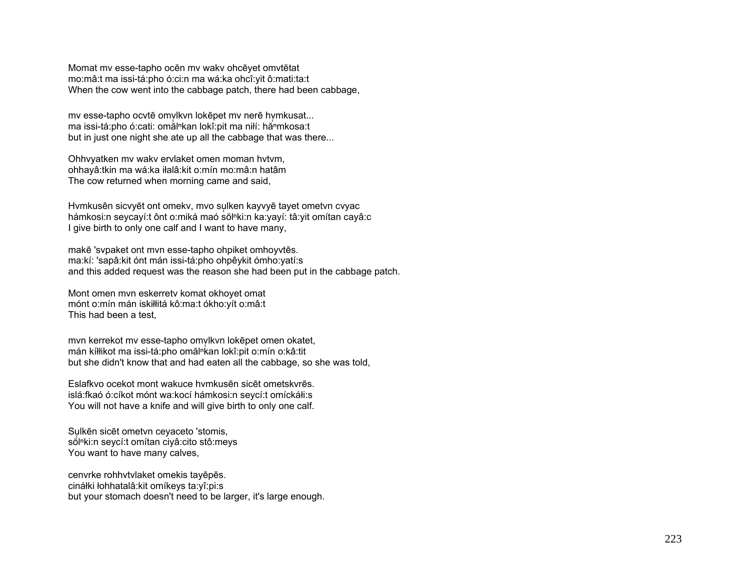Momat mv esse-tapho ocēn mv wakv ohcēyet omvtētat
mo:mâ:t ma issi-tá:pho ó:ci:n ma wá:ka ohcî:yit ô:mati:ta:t
When the cow went into the cabbage patch, there had been cabbage,

mv esse-tapho ocvtē omv̩lkvn lokēpet mv nerē hv̩mkusat...
ma issi-tá:pho ó:cati: omă̩lⁿkan lokî:pit ma niłí: hăⁿmkosa:t
but in just one night she ate up all the cabbage that was there...

Ohhvyatken mv wakv ervlaket omen moman hvtvm,
ohhayâ:tkin ma wá:ka iłalâ:kit o:mín mo:mâ:n hatâm
The cow returned when morning came and said,

Hvmkusēn sicvyēt ont omekv, mvo su̩lken kayvyē tayet ometvn cvyac
hámkosi:n seycayí:t ônt o:miká maó sŏ̩lⁿki:n ka:yayí: tâ:yit omítan cayâ:c
I give birth to only one calf and I want to have many,

makē 'svpaket ont mvn esse-tapho ohpiket omhoyvtēs.
ma:kí: 'sapâ:kit ónt mán issi-tá:pho ohpêykit ómho:yatí:s
and this added request was the reason she had been put in the cabbage patch.

Mont omen mvn eskerretv komat okhoyet omat
mónt o:mín mán iskiłłitá kô:ma:t ókho:yít o:mâ:t
This had been a test,

mvn kerrekot mv esse-tapho omv̩lkvn lokēpet omen okatet,
mán kíłłikot ma issi-tá:pho omă̩lⁿkan lokî:pit o:mín o:kâ:tit
but she didn't know that and had eaten all the cabbage, so she was told,

Eslafkvo ocekot mont wakuce hvmkusēn sicēt ometskvrēs.
islá:fkaó ó:cíkot mónt wa:kocí hámkosi:n seycí:t omíckáłi:s
You will not have a knife and will give birth to only one calf.

Su̩lkēn sicēt ometvn ceyaceto 'stomis,
sŏ̩lⁿki:n seycí:t omítan ciyâ:cito stô:meys
You want to have many calves,

cenvrke rohhvtvlaket omekis tayēpēs.
cinálki łohhatalâ:kit omíkeys ta:yî:pi:s
but your stomach doesn't need to be larger, it's large enough.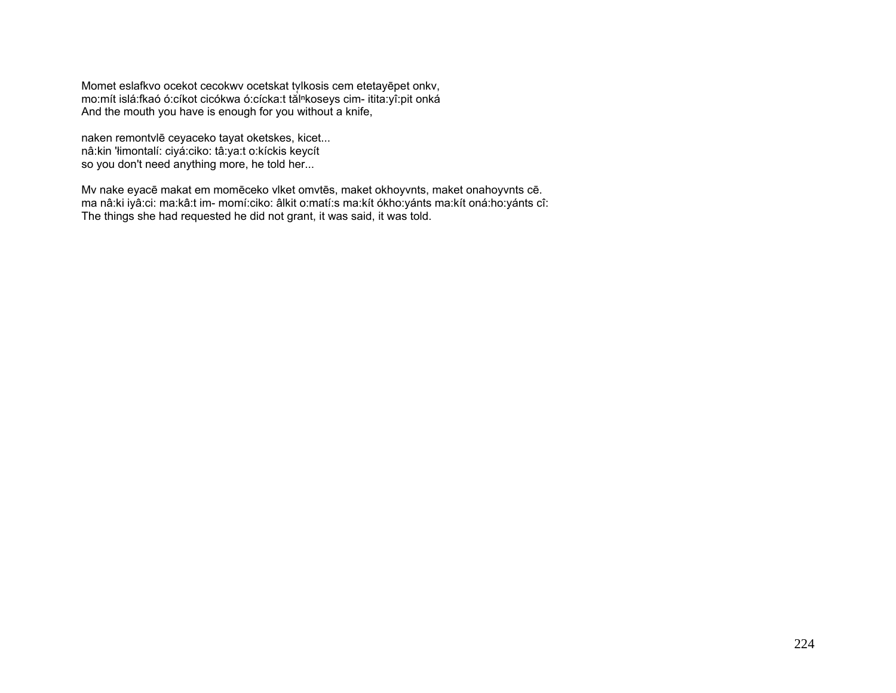Momet eslafkvo ocekot cecokwv ocetskat tv̨lkosis cem etetayēpet onkv,
mo:mít islá:fkaó ó:cíkot cicókwa ó:cícka:t tă̜lⁿkoseys cim- itita:yî:pit onká
And the mouth you have is enough for you without a knife,

naken remontvlē ceyaceko tayat oketskes, kicet...
nâ:kin 'łimontalí: ciyá:ciko: tâ:ya:t o:kíckis keycít
so you don't need anything more, he told her...

Mv nake eyacē makat em momēceko vlket omvtēs, maket okhoyvnts, maket onahoyvnts cē.
ma nâ:ki iyâ:ci: ma:kâ:t im- momí:ciko: âlkit o:matí:s ma:kít ókho:yánts ma:kít oná:ho:yánts cî:
The things she had requested he did not grant, it was said, it was told.